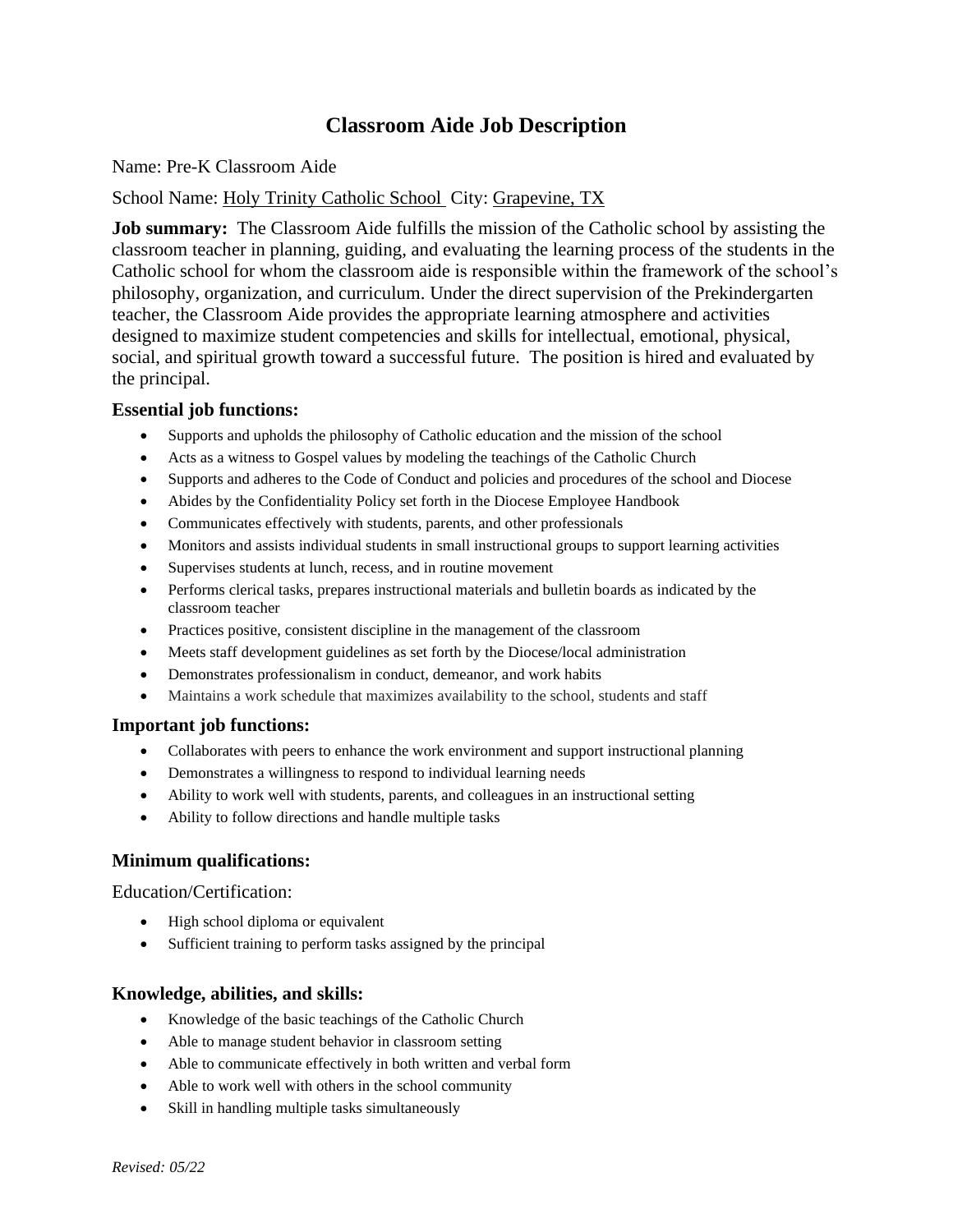# Classroom Aide Job Description

Name: Pre-K Classroom Aide

School Name: Holy Trinity Catholic School City: Grapevine, TX

**Job summary:** The Classroom Aide fulfills the mission of the Catholic school by assisting the classroom teacher in planning, guiding, and evaluating the learning process of the students in the Catholic school for whom the classroom aide is responsible within the framework of the school's philosophy, organization, and curriculum. Under the direct supervision of the Prekindergarten teacher, the Classroom Aide provides the appropriate learning atmosphere and activities designed to maximize student competencies and skills for intellectual, emotional, physical, social, and spiritual growth toward a successful future. The position is hired and evaluated by the principal.

### Essential job functions:

- Supports and upholds the philosophy of Catholic education and the mission of the school
- Acts as a witness to Gospel values by modeling the teachings of the Catholic Church
- Supports and adheres to the Code of Conduct and policies and procedures of the school and Diocese
- Abides by the Confidentiality Policy set forth in the Diocese Employee Handbook
- Communicates effectively with students, parents, and other professionals
- Monitors and assists individual students in small instructional groups to support learning activities
- Supervises students at lunch, recess, and in routine movement
- Performs clerical tasks, prepares instructional materials and bulletin boards as indicated by the classroom teacher
- Practices positive, consistent discipline in the management of the classroom
- Meets staff development guidelines as set forth by the Diocese/local administration
- Demonstrates professionalism in conduct, demeanor, and work habits
- Maintains a work schedule that maximizes availability to the school, students and staff

### Important job functions:

- Collaborates with peers to enhance the work environment and support instructional planning
- Demonstrates a willingness to respond to individual learning needs
- Ability to work well with students, parents, and colleagues in an instructional setting
- Ability to follow directions and handle multiple tasks

### Minimum qualifications:

Education/Certification:

- High school diploma or equivalent
- Sufficient training to perform tasks assigned by the principal

### Knowledge, abilities, and skills:

- Knowledge of the basic teachings of the Catholic Church
- Able to manage student behavior in classroom setting
- Able to communicate effectively in both written and verbal form
- Able to work well with others in the school community
- Skill in handling multiple tasks simultaneously

*Revised: 05/22*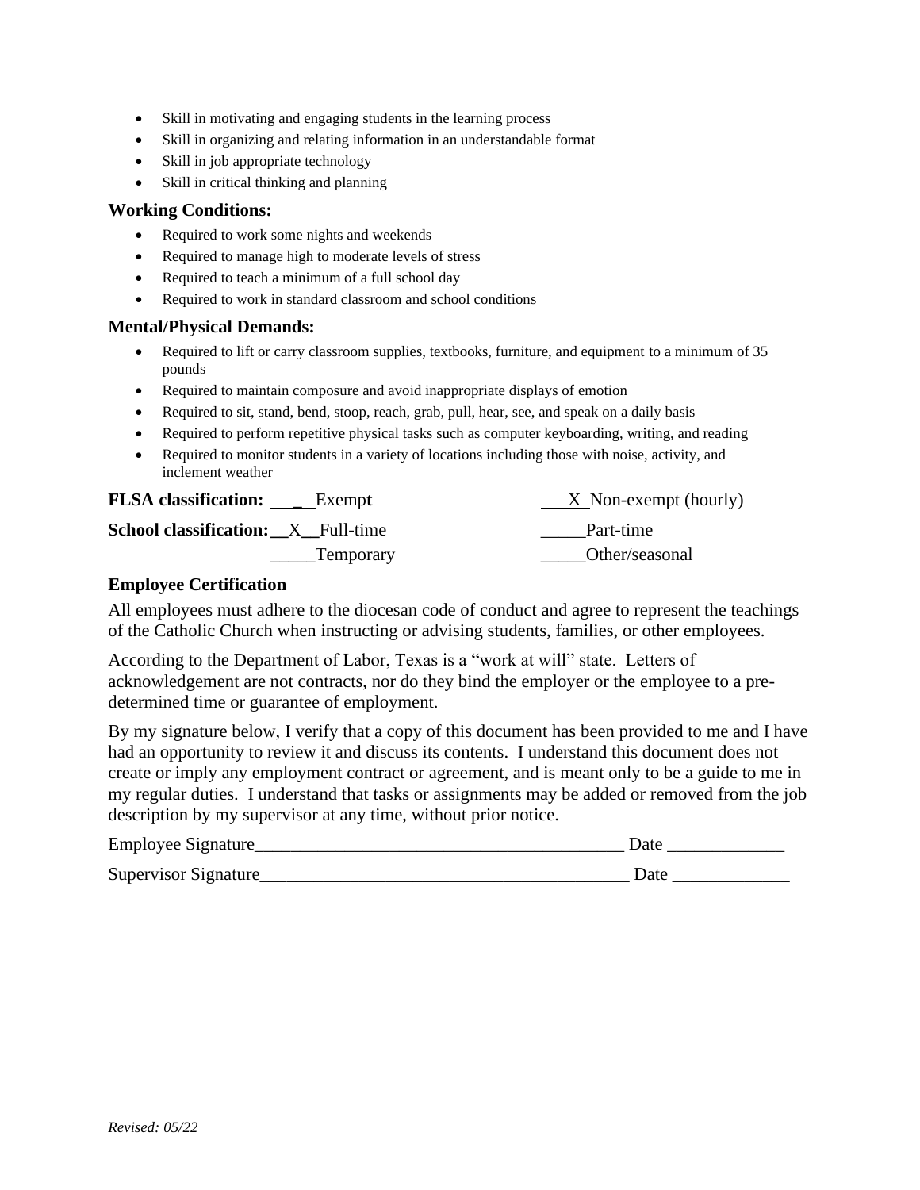- Skill in motivating and engaging students in the learning process
- Skill in organizing and relating information in an understandable format
- Skill in job appropriate technology
- Skill in critical thinking and planning

### Working Conditions:

- Required to work some nights and weekends
- Required to manage high to moderate levels of stress
- Required to teach a minimum of a full school day
- Required to work in standard classroom and school conditions

### Mental/Physical Demands:

- Required to lift or carry classroom supplies, textbooks, furniture, and equipment to a minimum of 35 pounds
- Required to maintain composure and avoid inappropriate displays of emotion
- Required to sit, stand, bend, stoop, reach, grab, pull, hear, see, and speak on a daily basis
- Required to perform repetitive physical tasks such as computer keyboarding, writing, and reading
- Required to monitor students in a variety of locations including those with noise, activity, and inclement weather

**FLSA classification:** ___ Exempt ___X_ Non-exempt (hourly)

**School classification:** __X__ Full-time _____ Part-time

_____ Temporary _____ Other/seasonal

### Employee Certification

All employees must adhere to the diocesan code of conduct and agree to represent the teachings of the Catholic Church when instructing or advising students, families, or other employees.

According to the Department of Labor, Texas is a "work at will" state. Letters of acknowledgement are not contracts, nor do they bind the employer or the employee to a pre-determined time or guarantee of employment.

By my signature below, I verify that a copy of this document has been provided to me and I have had an opportunity to review it and discuss its contents. I understand this document does not create or imply any employment contract or agreement, and is meant only to be a guide to me in my regular duties. I understand that tasks or assignments may be added or removed from the job description by my supervisor at any time, without prior notice.

Employee Signature_________________________________________ Date _____________

Supervisor Signature_________________________________________ Date _____________

*Revised: 05/22*